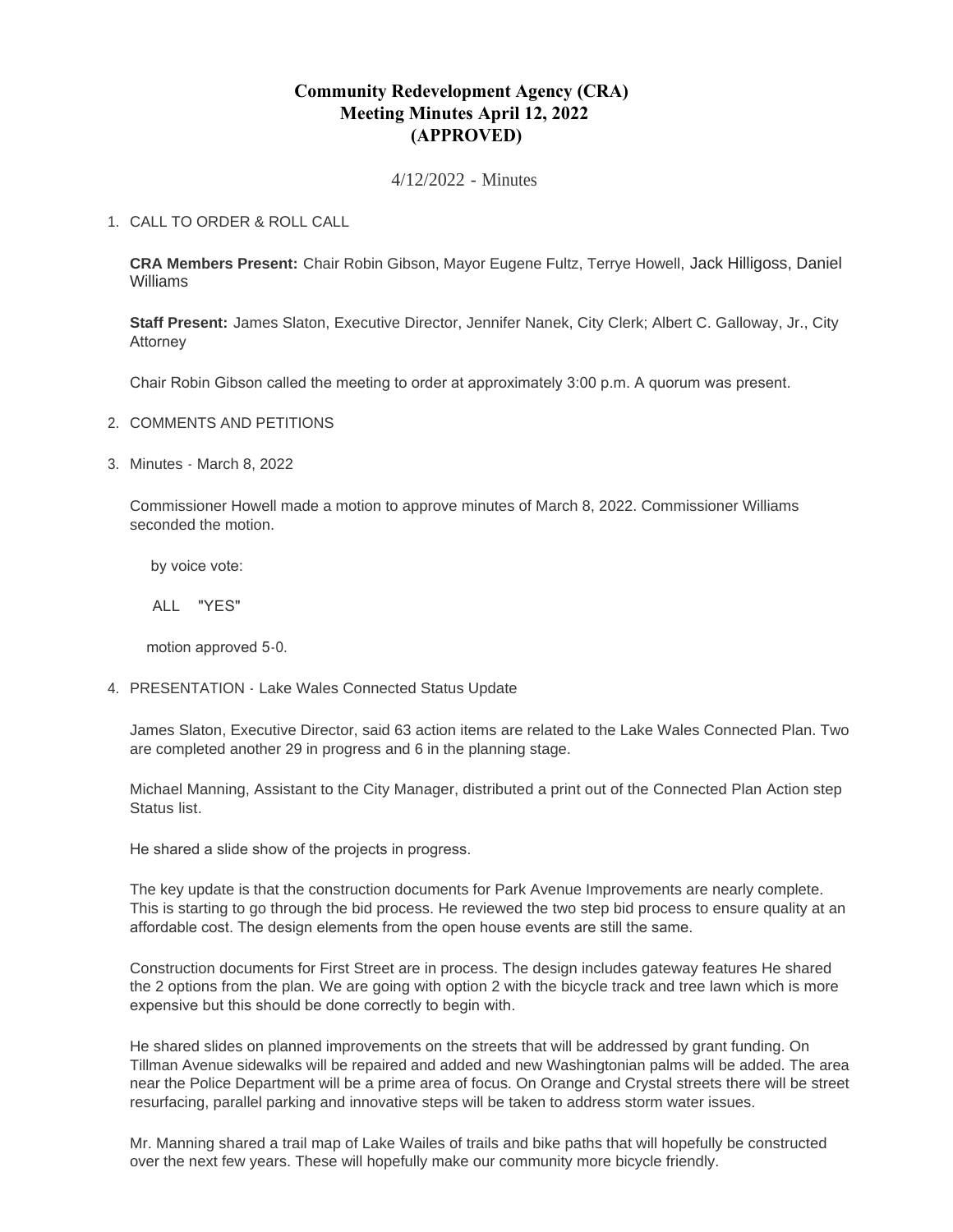# Community Redevelopment Agency (CRA)
# Meeting Minutes April 12, 2022
# (APPROVED)

4/12/2022 - Minutes

1. CALL TO ORDER & ROLL CALL

   **CRA Members Present:** Chair Robin Gibson, Mayor Eugene Fultz, Terrye Howell, Jack Hilligoss, Daniel Williams

   **Staff Present:** James Slaton, Executive Director, Jennifer Nanek, City Clerk; Albert C. Galloway, Jr., City Attorney

   Chair Robin Gibson called the meeting to order at approximately 3:00 p.m. A quorum was present.

2. COMMENTS AND PETITIONS

3. Minutes - March 8, 2022

   Commissioner Howell made a motion to approve minutes of March 8, 2022. Commissioner Williams seconded the motion.

   by voice vote:

   ALL "YES"

   motion approved 5-0.

4. PRESENTATION - Lake Wales Connected Status Update

   James Slaton, Executive Director, said 63 action items are related to the Lake Wales Connected Plan. Two are completed another 29 in progress and 6 in the planning stage.

   Michael Manning, Assistant to the City Manager, distributed a print out of the Connected Plan Action step Status list.

   He shared a slide show of the projects in progress.

   The key update is that the construction documents for Park Avenue Improvements are nearly complete. This is starting to go through the bid process. He reviewed the two step bid process to ensure quality at an affordable cost. The design elements from the open house events are still the same.

   Construction documents for First Street are in process. The design includes gateway features He shared the 2 options from the plan. We are going with option 2 with the bicycle track and tree lawn which is more expensive but this should be done correctly to begin with.

   He shared slides on planned improvements on the streets that will be addressed by grant funding. On Tillman Avenue sidewalks will be repaired and added and new Washingtonian palms will be added. The area near the Police Department will be a prime area of focus. On Orange and Crystal streets there will be street resurfacing, parallel parking and innovative steps will be taken to address storm water issues.

   Mr. Manning shared a trail map of Lake Wailes of trails and bike paths that will hopefully be constructed over the next few years. These will hopefully make our community more bicycle friendly.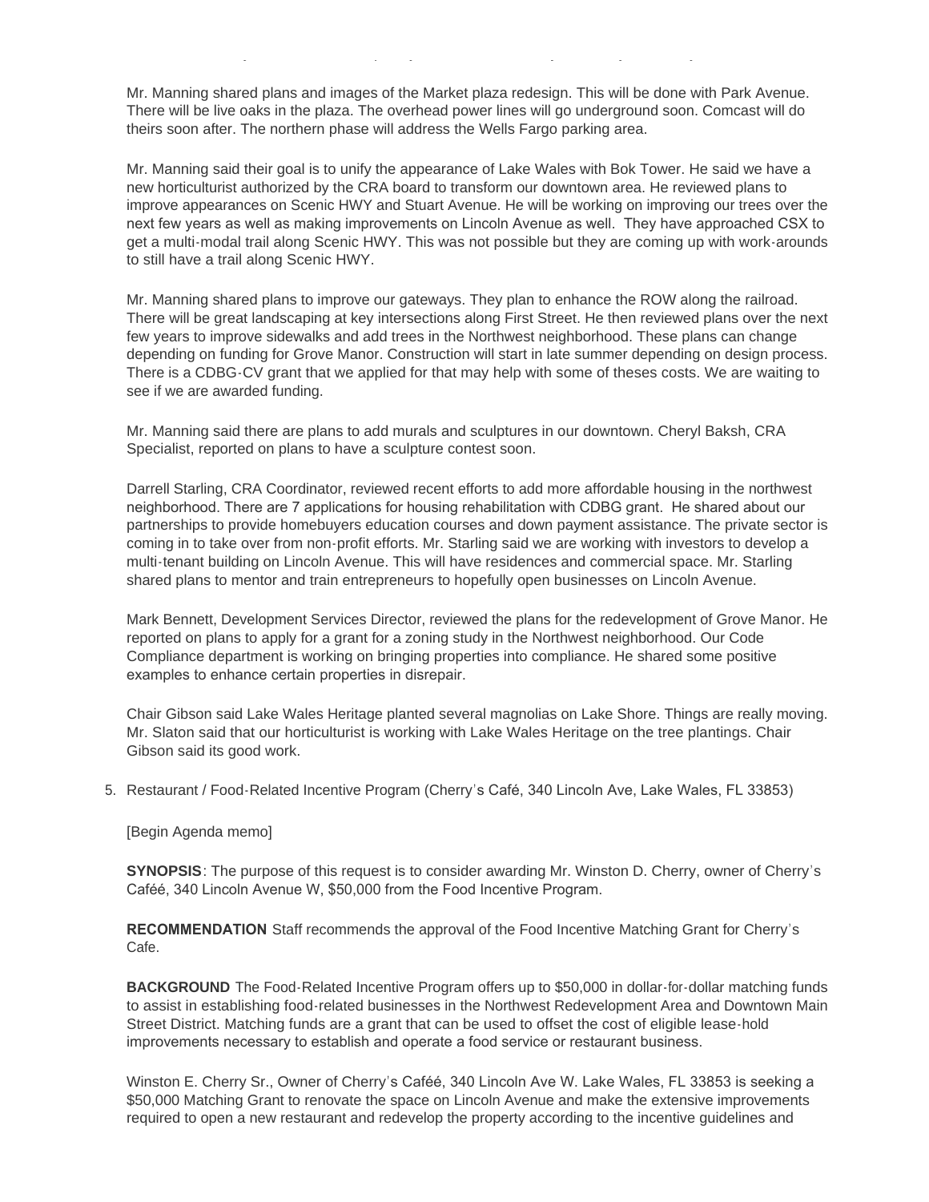Mr. Manning shared plans and images of the Market plaza redesign. This will be done with Park Avenue. There will be live oaks in the plaza. The overhead power lines will go underground soon. Comcast will do theirs soon after. The northern phase will address the Wells Fargo parking area.

Mr. Manning said their goal is to unify the appearance of Lake Wales with Bok Tower. He said we have a new horticulturist authorized by the CRA board to transform our downtown area. He reviewed plans to improve appearances on Scenic HWY and Stuart Avenue. He will be working on improving our trees over the next few years as well as making improvements on Lincoln Avenue as well. They have approached CSX to get a multi-modal trail along Scenic HWY. This was not possible but they are coming up with work-arounds to still have a trail along Scenic HWY.

Mr. Manning shared plans to improve our gateways. They plan to enhance the ROW along the railroad. There will be great landscaping at key intersections along First Street. He then reviewed plans over the next few years to improve sidewalks and add trees in the Northwest neighborhood. These plans can change depending on funding for Grove Manor. Construction will start in late summer depending on design process. There is a CDBG-CV grant that we applied for that may help with some of theses costs. We are waiting to see if we are awarded funding.

Mr. Manning said there are plans to add murals and sculptures in our downtown. Cheryl Baksh, CRA Specialist, reported on plans to have a sculpture contest soon.

Darrell Starling, CRA Coordinator, reviewed recent efforts to add more affordable housing in the northwest neighborhood. There are 7 applications for housing rehabilitation with CDBG grant. He shared about our partnerships to provide homebuyers education courses and down payment assistance. The private sector is coming in to take over from non-profit efforts. Mr. Starling said we are working with investors to develop a multi-tenant building on Lincoln Avenue. This will have residences and commercial space. Mr. Starling shared plans to mentor and train entrepreneurs to hopefully open businesses on Lincoln Avenue.

Mark Bennett, Development Services Director, reviewed the plans for the redevelopment of Grove Manor. He reported on plans to apply for a grant for a zoning study in the Northwest neighborhood. Our Code Compliance department is working on bringing properties into compliance. He shared some positive examples to enhance certain properties in disrepair.

Chair Gibson said Lake Wales Heritage planted several magnolias on Lake Shore. Things are really moving. Mr. Slaton said that our horticulturist is working with Lake Wales Heritage on the tree plantings. Chair Gibson said its good work.

5. Restaurant / Food-Related Incentive Program (Cherry's Café, 340 Lincoln Ave, Lake Wales, FL 33853)

[Begin Agenda memo]

**SYNOPSIS**: The purpose of this request is to consider awarding Mr. Winston D. Cherry, owner of Cherry's Caféé, 340 Lincoln Avenue W, $50,000 from the Food Incentive Program.

**RECOMMENDATION** Staff recommends the approval of the Food Incentive Matching Grant for Cherry's Cafe.

**BACKGROUND** The Food-Related Incentive Program offers up to $50,000 in dollar-for-dollar matching funds to assist in establishing food-related businesses in the Northwest Redevelopment Area and Downtown Main Street District. Matching funds are a grant that can be used to offset the cost of eligible lease-hold improvements necessary to establish and operate a food service or restaurant business.

Winston E. Cherry Sr., Owner of Cherry's Caféé, 340 Lincoln Ave W. Lake Wales, FL 33853 is seeking a $50,000 Matching Grant to renovate the space on Lincoln Avenue and make the extensive improvements required to open a new restaurant and redevelop the property according to the incentive guidelines and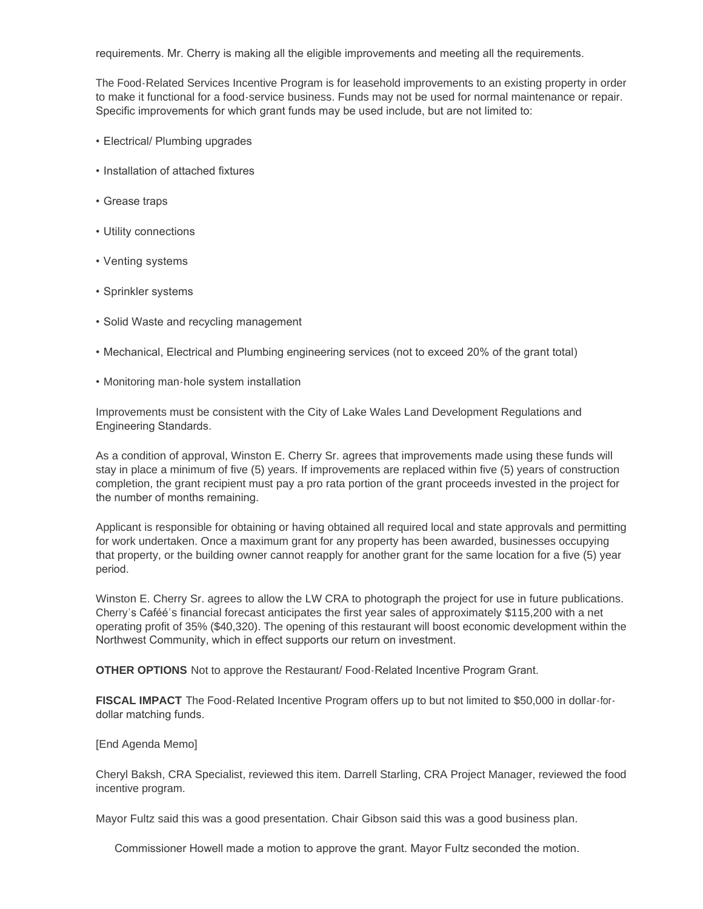requirements. Mr. Cherry is making all the eligible improvements and meeting all the requirements.

The Food-Related Services Incentive Program is for leasehold improvements to an existing property in order to make it functional for a food-service business. Funds may not be used for normal maintenance or repair. Specific improvements for which grant funds may be used include, but are not limited to:

- Electrical/ Plumbing upgrades
- Installation of attached fixtures
- Grease traps
- Utility connections
- Venting systems
- Sprinkler systems
- Solid Waste and recycling management
- Mechanical, Electrical and Plumbing engineering services (not to exceed 20% of the grant total)
- Monitoring man-hole system installation

Improvements must be consistent with the City of Lake Wales Land Development Regulations and Engineering Standards.

As a condition of approval, Winston E. Cherry Sr. agrees that improvements made using these funds will stay in place a minimum of five (5) years. If improvements are replaced within five (5) years of construction completion, the grant recipient must pay a pro rata portion of the grant proceeds invested in the project for the number of months remaining.

Applicant is responsible for obtaining or having obtained all required local and state approvals and permitting for work undertaken. Once a maximum grant for any property has been awarded, businesses occupying that property, or the building owner cannot reapply for another grant for the same location for a five (5) year period.

Winston E. Cherry Sr. agrees to allow the LW CRA to photograph the project for use in future publications. Cherry's Caféé's financial forecast anticipates the first year sales of approximately $115,200 with a net operating profit of 35% ($40,320). The opening of this restaurant will boost economic development within the Northwest Community, which in effect supports our return on investment.

**OTHER OPTIONS** Not to approve the Restaurant/ Food-Related Incentive Program Grant.

**FISCAL IMPACT** The Food-Related Incentive Program offers up to but not limited to $50,000 in dollar-for-dollar matching funds.

[End Agenda Memo]

Cheryl Baksh, CRA Specialist, reviewed this item. Darrell Starling, CRA Project Manager, reviewed the food incentive program.

Mayor Fultz said this was a good presentation. Chair Gibson said this was a good business plan.

Commissioner Howell made a motion to approve the grant. Mayor Fultz seconded the motion.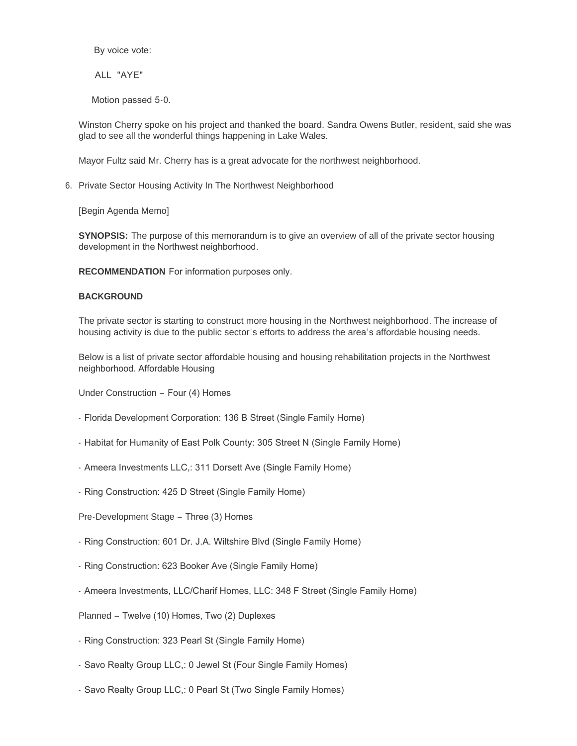By voice vote:

ALL "AYE"

Motion passed 5-0.

Winston Cherry spoke on his project and thanked the board. Sandra Owens Butler, resident, said she was glad to see all the wonderful things happening in Lake Wales.

Mayor Fultz said Mr. Cherry has is a great advocate for the northwest neighborhood.

6. Private Sector Housing Activity In The Northwest Neighborhood

[Begin Agenda Memo]

**SYNOPSIS:** The purpose of this memorandum is to give an overview of all of the private sector housing development in the Northwest neighborhood.

**RECOMMENDATION** For information purposes only.

**BACKGROUND**

The private sector is starting to construct more housing in the Northwest neighborhood. The increase of housing activity is due to the public sector's efforts to address the area's affordable housing needs.

Below is a list of private sector affordable housing and housing rehabilitation projects in the Northwest neighborhood. Affordable Housing

Under Construction – Four (4) Homes

- Florida Development Corporation: 136 B Street (Single Family Home)
- Habitat for Humanity of East Polk County: 305 Street N (Single Family Home)
- Ameera Investments LLC,: 311 Dorsett Ave (Single Family Home)
- Ring Construction: 425 D Street (Single Family Home)

Pre-Development Stage – Three (3) Homes

- Ring Construction: 601 Dr. J.A. Wiltshire Blvd (Single Family Home)
- Ring Construction: 623 Booker Ave (Single Family Home)
- Ameera Investments, LLC/Charif Homes, LLC: 348 F Street (Single Family Home)

Planned – Twelve (10) Homes, Two (2) Duplexes

- Ring Construction: 323 Pearl St (Single Family Home)
- Savo Realty Group LLC,: 0 Jewel St (Four Single Family Homes)
- Savo Realty Group LLC,: 0 Pearl St (Two Single Family Homes)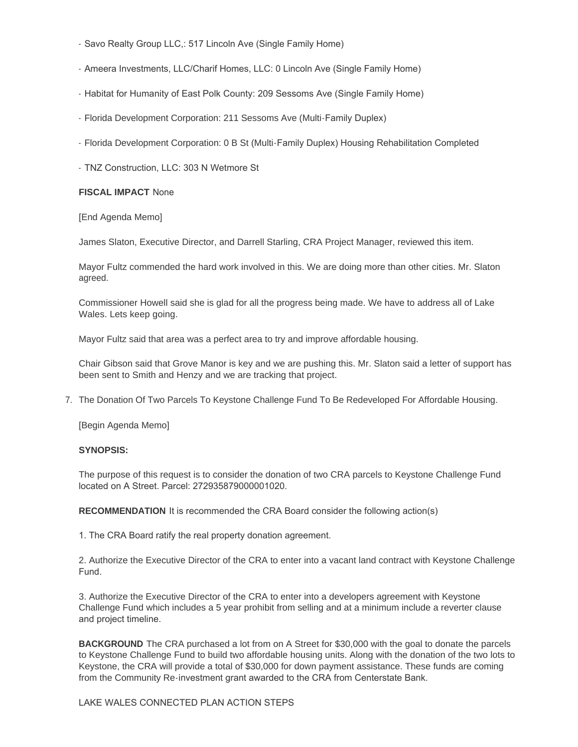- Savo Realty Group LLC,: 517 Lincoln Ave (Single Family Home)

- Ameera Investments, LLC/Charif Homes, LLC: 0 Lincoln Ave (Single Family Home)

- Habitat for Humanity of East Polk County: 209 Sessoms Ave (Single Family Home)

- Florida Development Corporation: 211 Sessoms Ave (Multi-Family Duplex)

- Florida Development Corporation: 0 B St (Multi-Family Duplex) Housing Rehabilitation Completed

- TNZ Construction, LLC: 303 N Wetmore St

**FISCAL IMPACT** None

[End Agenda Memo]

James Slaton, Executive Director, and Darrell Starling, CRA Project Manager, reviewed this item.

Mayor Fultz commended the hard work involved in this. We are doing more than other cities. Mr. Slaton agreed.

Commissioner Howell said she is glad for all the progress being made. We have to address all of Lake Wales. Lets keep going.

Mayor Fultz said that area was a perfect area to try and improve affordable housing.

Chair Gibson said that Grove Manor is key and we are pushing this. Mr. Slaton said a letter of support has been sent to Smith and Henzy and we are tracking that project.

7. The Donation Of Two Parcels To Keystone Challenge Fund To Be Redeveloped For Affordable Housing.

[Begin Agenda Memo]

**SYNOPSIS:**

The purpose of this request is to consider the donation of two CRA parcels to Keystone Challenge Fund located on A Street. Parcel: 272935879000001020.

**RECOMMENDATION** It is recommended the CRA Board consider the following action(s)

1. The CRA Board ratify the real property donation agreement.

2. Authorize the Executive Director of the CRA to enter into a vacant land contract with Keystone Challenge Fund.

3. Authorize the Executive Director of the CRA to enter into a developers agreement with Keystone Challenge Fund which includes a 5 year prohibit from selling and at a minimum include a reverter clause and project timeline.

**BACKGROUND** The CRA purchased a lot from on A Street for $30,000 with the goal to donate the parcels to Keystone Challenge Fund to build two affordable housing units. Along with the donation of the two lots to Keystone, the CRA will provide a total of $30,000 for down payment assistance. These funds are coming from the Community Re-investment grant awarded to the CRA from Centerstate Bank.

LAKE WALES CONNECTED PLAN ACTION STEPS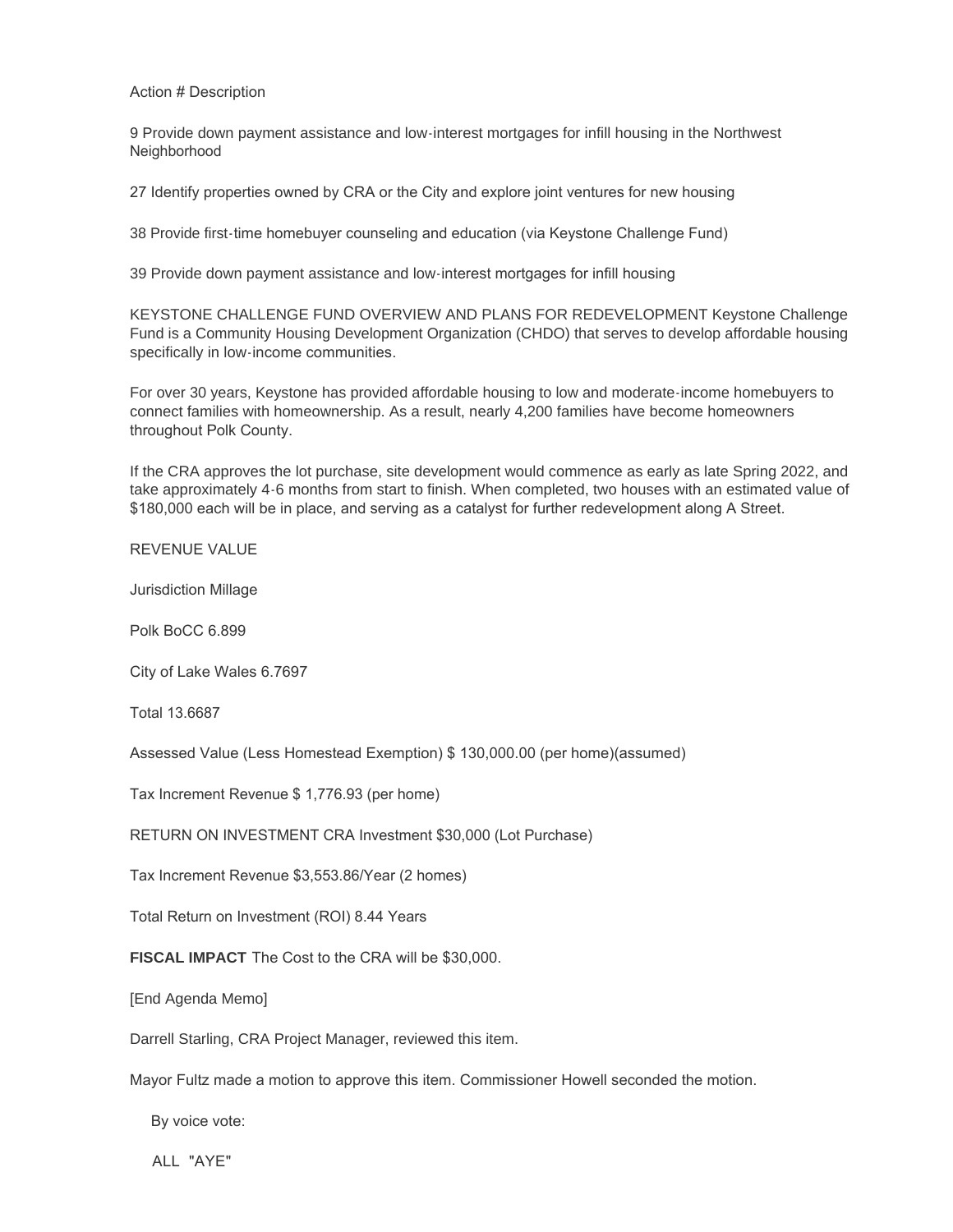Action # Description

9 Provide down payment assistance and low-interest mortgages for infill housing in the Northwest Neighborhood

27 Identify properties owned by CRA or the City and explore joint ventures for new housing

38 Provide first-time homebuyer counseling and education (via Keystone Challenge Fund)

39 Provide down payment assistance and low-interest mortgages for infill housing

KEYSTONE CHALLENGE FUND OVERVIEW AND PLANS FOR REDEVELOPMENT Keystone Challenge Fund is a Community Housing Development Organization (CHDO) that serves to develop affordable housing specifically in low-income communities.

For over 30 years, Keystone has provided affordable housing to low and moderate-income homebuyers to connect families with homeownership. As a result, nearly 4,200 families have become homeowners throughout Polk County.

If the CRA approves the lot purchase, site development would commence as early as late Spring 2022, and take approximately 4-6 months from start to finish. When completed, two houses with an estimated value of $180,000 each will be in place, and serving as a catalyst for further redevelopment along A Street.

REVENUE VALUE

Jurisdiction Millage

Polk BoCC 6.899

City of Lake Wales 6.7697

Total 13.6687

Assessed Value (Less Homestead Exemption) $ 130,000.00 (per home)(assumed)

Tax Increment Revenue $ 1,776.93 (per home)

RETURN ON INVESTMENT CRA Investment $30,000 (Lot Purchase)

Tax Increment Revenue $3,553.86/Year (2 homes)

Total Return on Investment (ROI) 8.44 Years

**FISCAL IMPACT** The Cost to the CRA will be $30,000.

[End Agenda Memo]

Darrell Starling, CRA Project Manager, reviewed this item.

Mayor Fultz made a motion to approve this item. Commissioner Howell seconded the motion.

By voice vote:

ALL "AYE"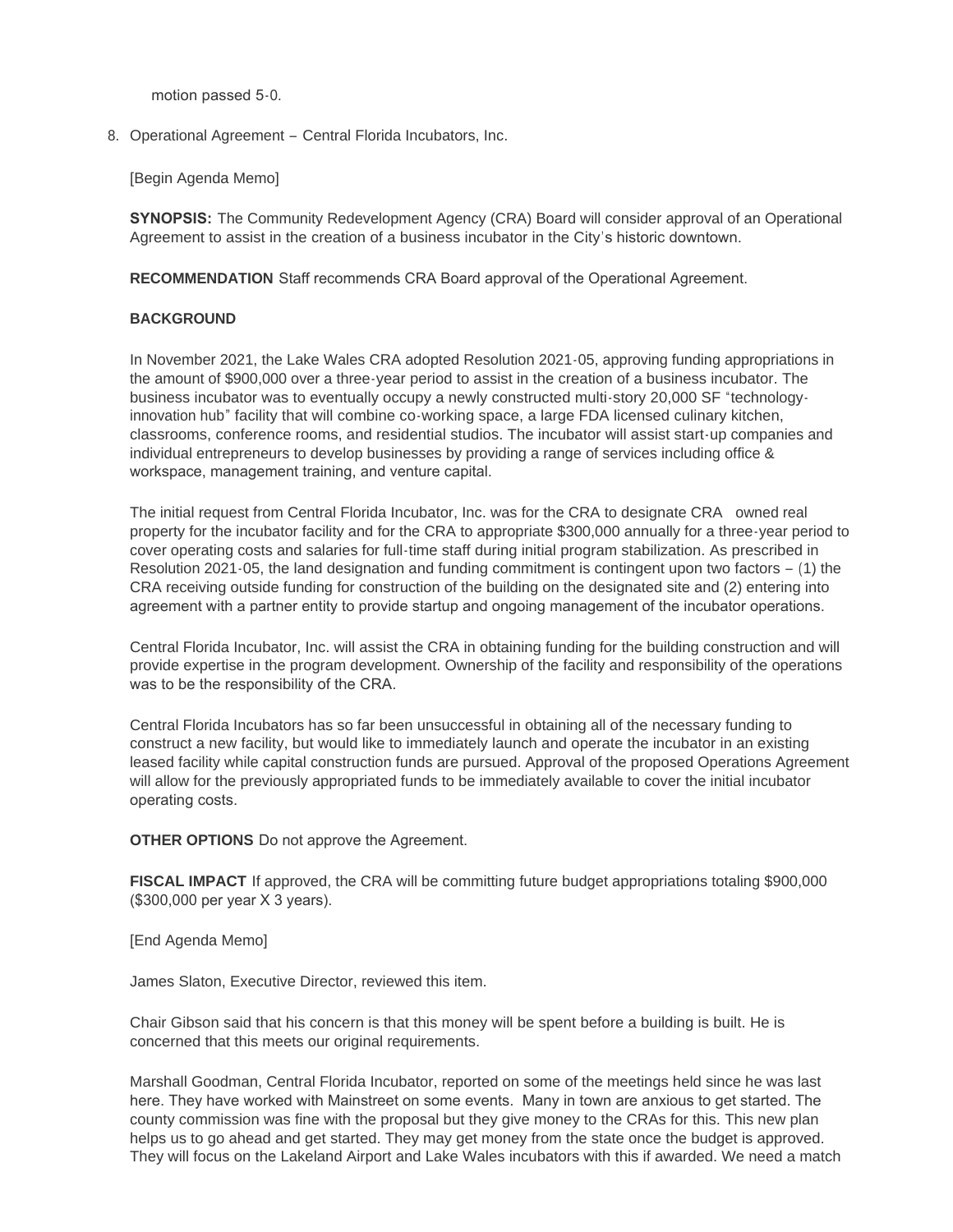motion passed 5-0.

8. Operational Agreement – Central Florida Incubators, Inc.

   [Begin Agenda Memo]

   **SYNOPSIS:** The Community Redevelopment Agency (CRA) Board will consider approval of an Operational Agreement to assist in the creation of a business incubator in the City's historic downtown.

   **RECOMMENDATION** Staff recommends CRA Board approval of the Operational Agreement.

   **BACKGROUND**

   In November 2021, the Lake Wales CRA adopted Resolution 2021-05, approving funding appropriations in the amount of $900,000 over a three-year period to assist in the creation of a business incubator. The business incubator was to eventually occupy a newly constructed multi-story 20,000 SF "technology-innovation hub" facility that will combine co-working space, a large FDA licensed culinary kitchen, classrooms, conference rooms, and residential studios. The incubator will assist start-up companies and individual entrepreneurs to develop businesses by providing a range of services including office & workspace, management training, and venture capital.

   The initial request from Central Florida Incubator, Inc. was for the CRA to designate CRA owned real property for the incubator facility and for the CRA to appropriate $300,000 annually for a three-year period to cover operating costs and salaries for full-time staff during initial program stabilization. As prescribed in Resolution 2021-05, the land designation and funding commitment is contingent upon two factors – (1) the CRA receiving outside funding for construction of the building on the designated site and (2) entering into agreement with a partner entity to provide startup and ongoing management of the incubator operations.

   Central Florida Incubator, Inc. will assist the CRA in obtaining funding for the building construction and will provide expertise in the program development. Ownership of the facility and responsibility of the operations was to be the responsibility of the CRA.

   Central Florida Incubators has so far been unsuccessful in obtaining all of the necessary funding to construct a new facility, but would like to immediately launch and operate the incubator in an existing leased facility while capital construction funds are pursued. Approval of the proposed Operations Agreement will allow for the previously appropriated funds to be immediately available to cover the initial incubator operating costs.

   **OTHER OPTIONS** Do not approve the Agreement.

   **FISCAL IMPACT** If approved, the CRA will be committing future budget appropriations totaling $900,000 ($300,000 per year X 3 years).

   [End Agenda Memo]

   James Slaton, Executive Director, reviewed this item.

   Chair Gibson said that his concern is that this money will be spent before a building is built. He is concerned that this meets our original requirements.

   Marshall Goodman, Central Florida Incubator, reported on some of the meetings held since he was last here. They have worked with Mainstreet on some events. Many in town are anxious to get started. The county commission was fine with the proposal but they give money to the CRAs for this. This new plan helps us to go ahead and get started. They may get money from the state once the budget is approved. They will focus on the Lakeland Airport and Lake Wales incubators with this if awarded. We need a match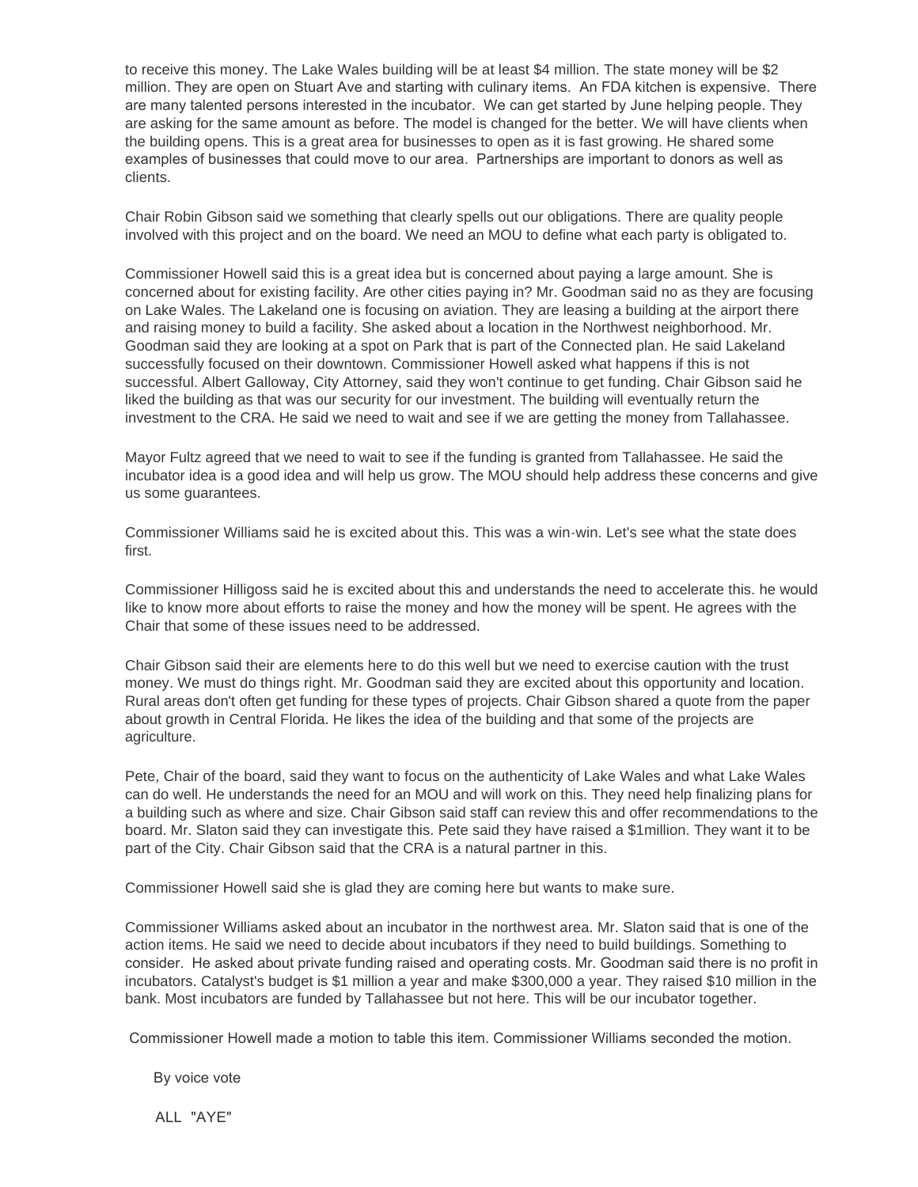to receive this money. The Lake Wales building will be at least $4 million. The state money will be $2 million. They are open on Stuart Ave and starting with culinary items. An FDA kitchen is expensive. There are many talented persons interested in the incubator. We can get started by June helping people. They are asking for the same amount as before. The model is changed for the better. We will have clients when the building opens. This is a great area for businesses to open as it is fast growing. He shared some examples of businesses that could move to our area. Partnerships are important to donors as well as clients.

Chair Robin Gibson said we something that clearly spells out our obligations. There are quality people involved with this project and on the board. We need an MOU to define what each party is obligated to.

Commissioner Howell said this is a great idea but is concerned about paying a large amount. She is concerned about for existing facility. Are other cities paying in? Mr. Goodman said no as they are focusing on Lake Wales. The Lakeland one is focusing on aviation. They are leasing a building at the airport there and raising money to build a facility. She asked about a location in the Northwest neighborhood. Mr. Goodman said they are looking at a spot on Park that is part of the Connected plan. He said Lakeland successfully focused on their downtown. Commissioner Howell asked what happens if this is not successful. Albert Galloway, City Attorney, said they won't continue to get funding. Chair Gibson said he liked the building as that was our security for our investment. The building will eventually return the investment to the CRA. He said we need to wait and see if we are getting the money from Tallahassee.

Mayor Fultz agreed that we need to wait to see if the funding is granted from Tallahassee. He said the incubator idea is a good idea and will help us grow. The MOU should help address these concerns and give us some guarantees.

Commissioner Williams said he is excited about this. This was a win-win. Let's see what the state does first.

Commissioner Hilligoss said he is excited about this and understands the need to accelerate this. he would like to know more about efforts to raise the money and how the money will be spent. He agrees with the Chair that some of these issues need to be addressed.

Chair Gibson said their are elements here to do this well but we need to exercise caution with the trust money. We must do things right. Mr. Goodman said they are excited about this opportunity and location. Rural areas don't often get funding for these types of projects. Chair Gibson shared a quote from the paper about growth in Central Florida. He likes the idea of the building and that some of the projects are agriculture.

Pete, Chair of the board, said they want to focus on the authenticity of Lake Wales and what Lake Wales can do well. He understands the need for an MOU and will work on this. They need help finalizing plans for a building such as where and size. Chair Gibson said staff can review this and offer recommendations to the board. Mr. Slaton said they can investigate this. Pete said they have raised a $1million. They want it to be part of the City. Chair Gibson said that the CRA is a natural partner in this.

Commissioner Howell said she is glad they are coming here but wants to make sure.

Commissioner Williams asked about an incubator in the northwest area. Mr. Slaton said that is one of the action items. He said we need to decide about incubators if they need to build buildings. Something to consider. He asked about private funding raised and operating costs. Mr. Goodman said there is no profit in incubators. Catalyst's budget is $1 million a year and make $300,000 a year. They raised $10 million in the bank. Most incubators are funded by Tallahassee but not here. This will be our incubator together.

Commissioner Howell made a motion to table this item. Commissioner Williams seconded the motion.

By voice vote

ALL "AYE"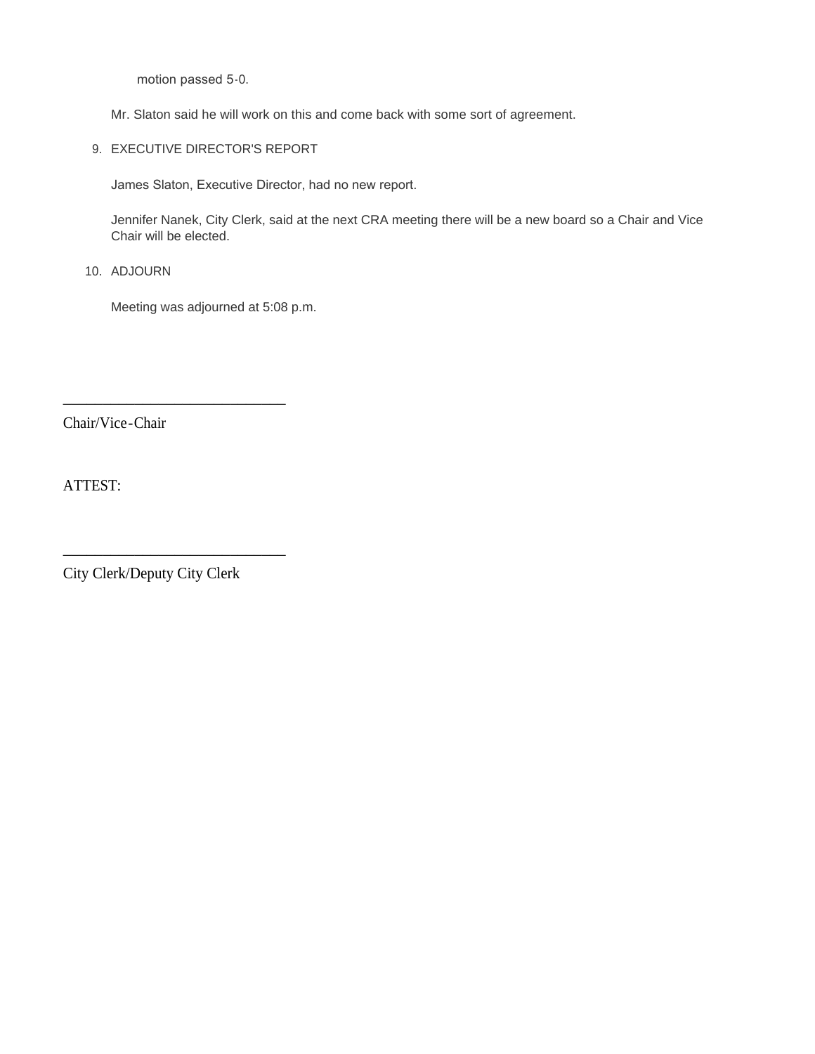motion passed 5-0.

Mr. Slaton said he will work on this and come back with some sort of agreement.

9. EXECUTIVE DIRECTOR'S REPORT

James Slaton, Executive Director, had no new report.

Jennifer Nanek, City Clerk, said at the next CRA meeting there will be a new board so a Chair and Vice Chair will be elected.

10. ADJOURN

Meeting was adjourned at 5:08 p.m.

_____________________________

Chair/Vice-Chair

ATTEST:

_____________________________

City Clerk/Deputy City Clerk